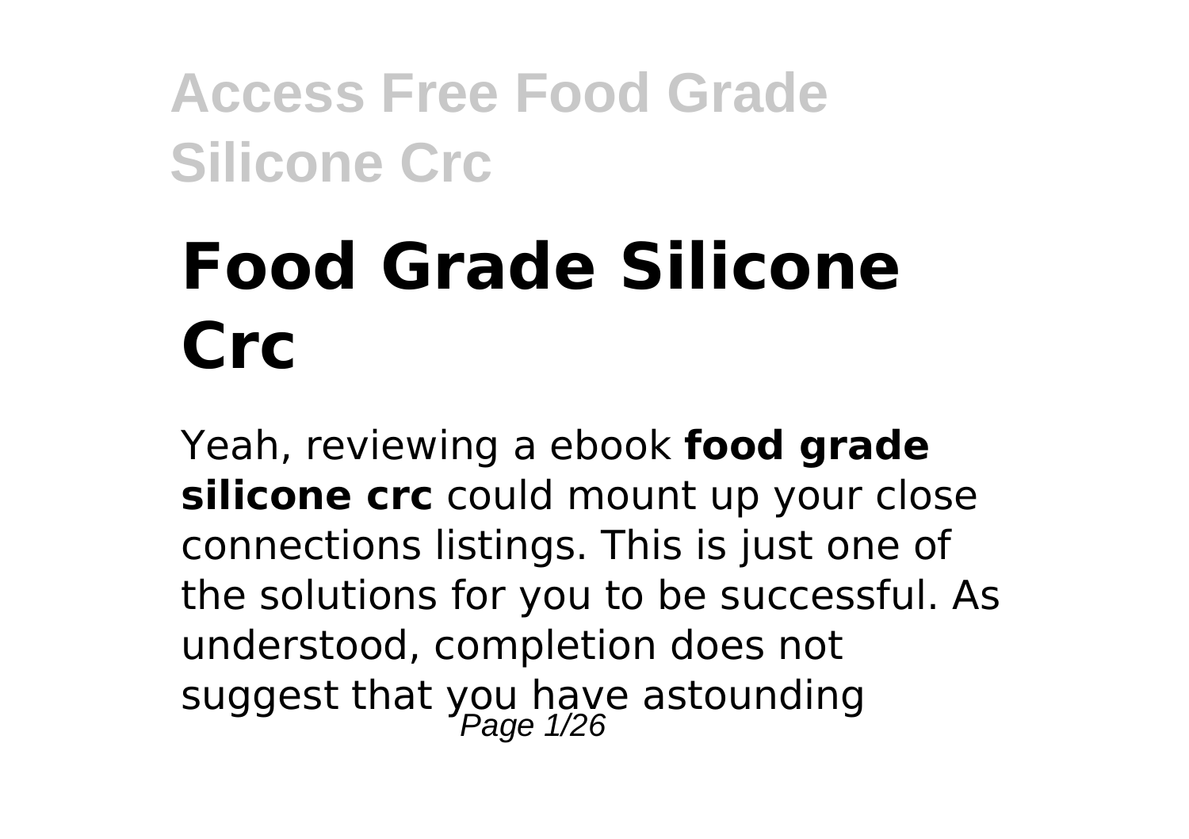# Food Grade Silicone Crc

Yeah, reviewing a ebook **food grade silicone crc** could mount up your close connections listings. This is just one of the solutions for you to be successful. As understood, completion does not suggest that you have astounding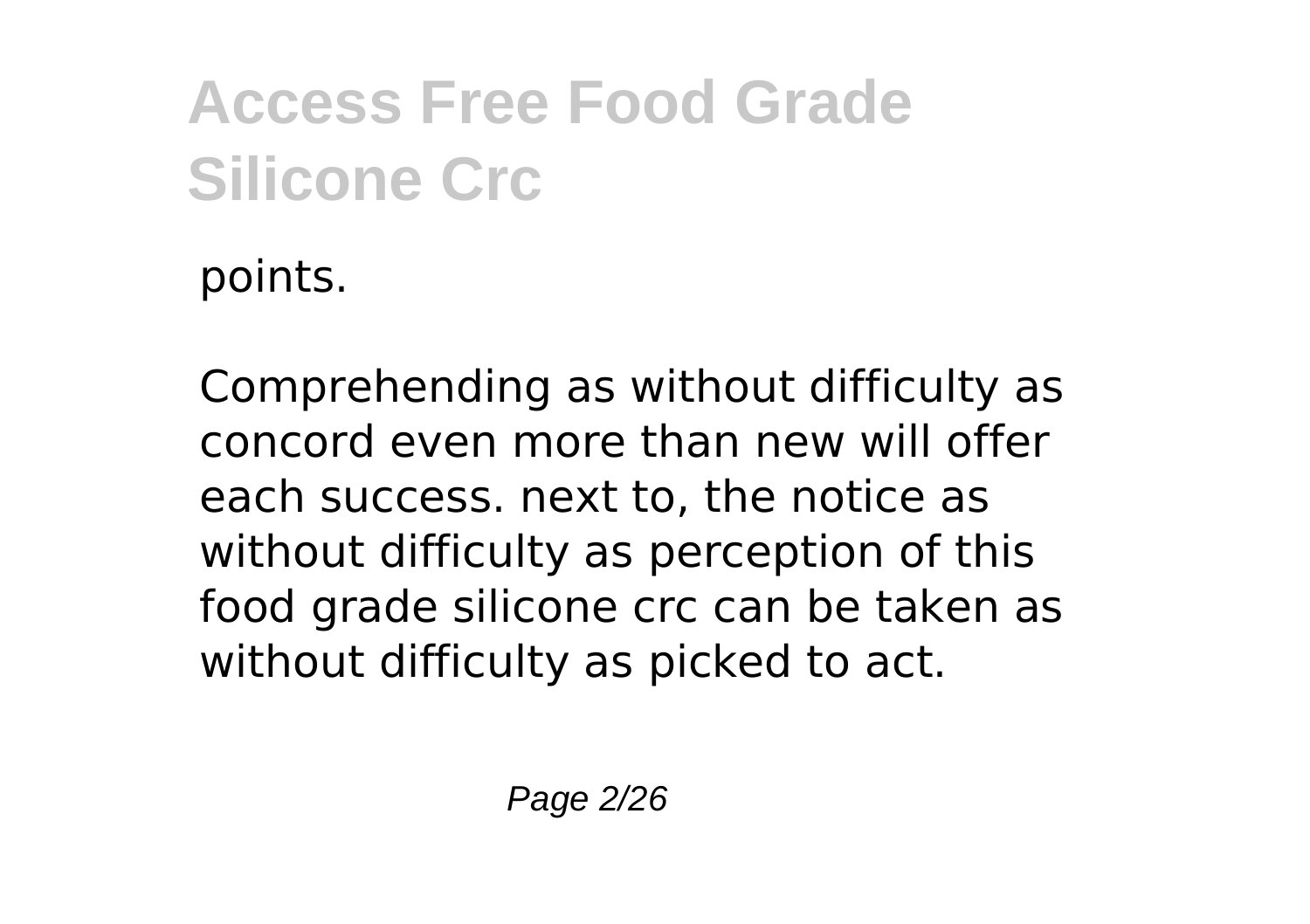points.

Comprehending as without difficulty as concord even more than new will offer each success. next to, the notice as without difficulty as perception of this food grade silicone crc can be taken as without difficulty as picked to act.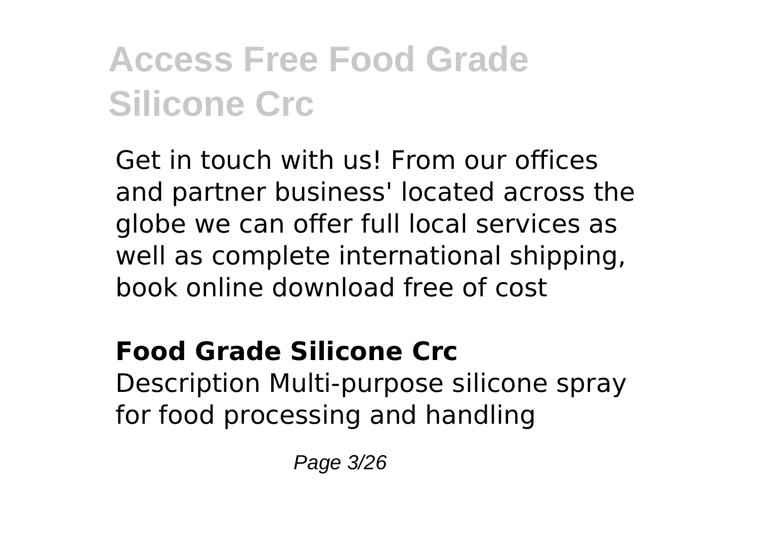Get in touch with us! From our offices and partner business' located across the globe we can offer full local services as well as complete international shipping, book online download free of cost

## Food Grade Silicone Crc

Description Multi-purpose silicone spray for food processing and handling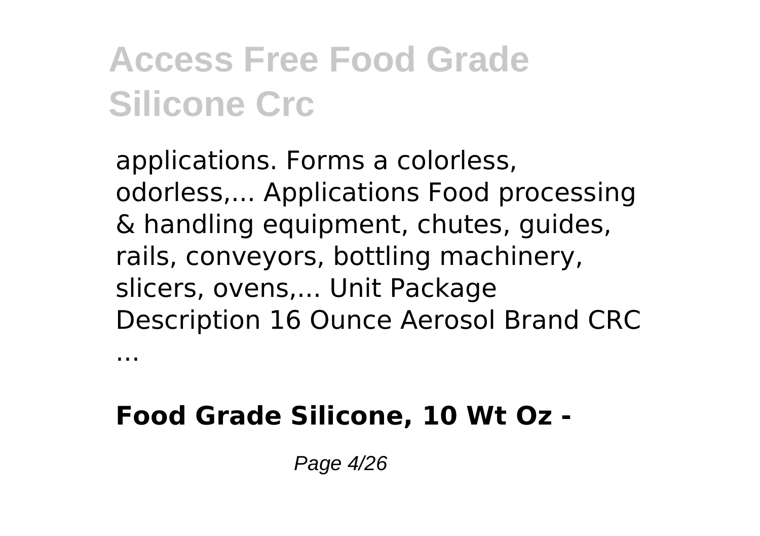applications. Forms a colorless, odorless,... Applications Food processing & handling equipment, chutes, guides, rails, conveyors, bottling machinery, slicers, ovens,... Unit Package Description 16 Ounce Aerosol Brand CRC ...

**Food Grade Silicone, 10 Wt Oz -**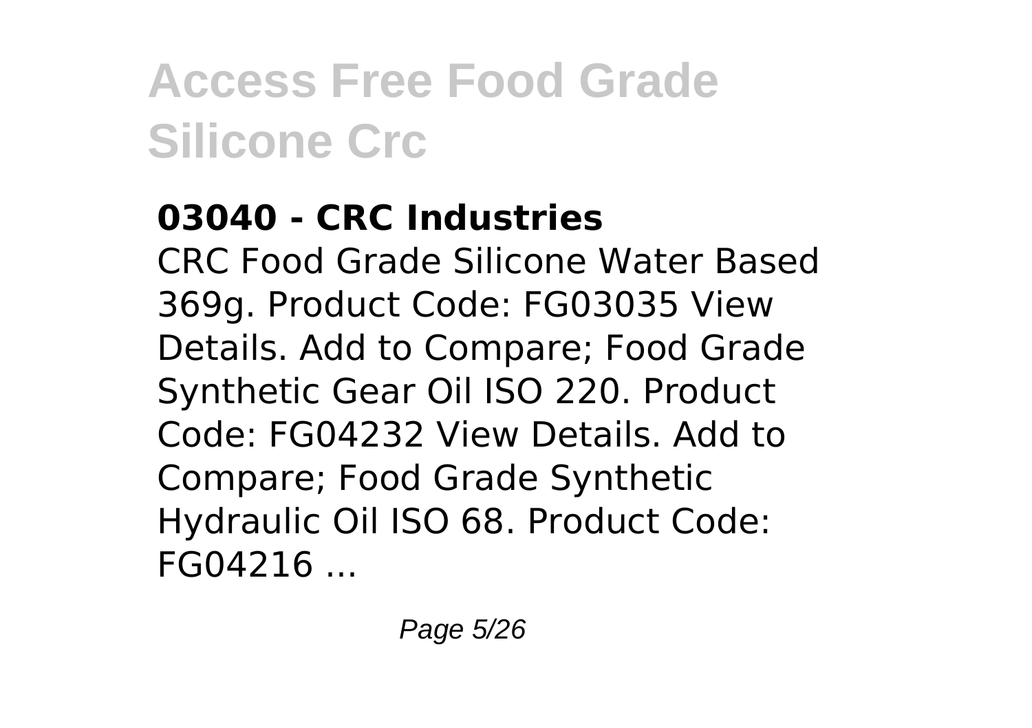### 03040 - CRC Industries

CRC Food Grade Silicone Water Based 369g. Product Code: FG03035 View Details. Add to Compare; Food Grade Synthetic Gear Oil ISO 220. Product Code: FG04232 View Details. Add to Compare; Food Grade Synthetic Hydraulic Oil ISO 68. Product Code: FG04216 ...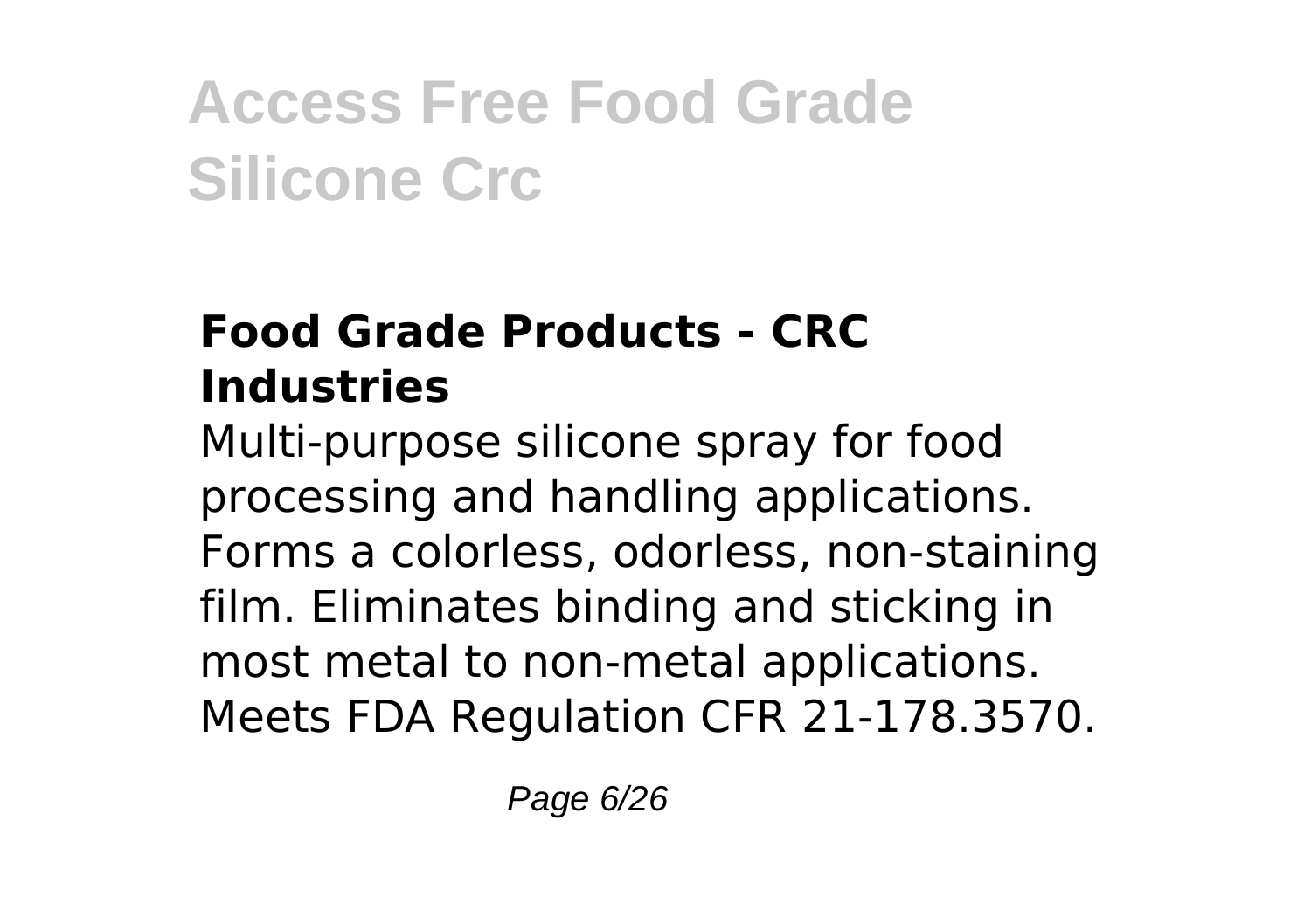### Food Grade Products - CRC Industries

Multi-purpose silicone spray for food processing and handling applications. Forms a colorless, odorless, non-staining film. Eliminates binding and sticking in most metal to non-metal applications. Meets FDA Regulation CFR 21-178.3570.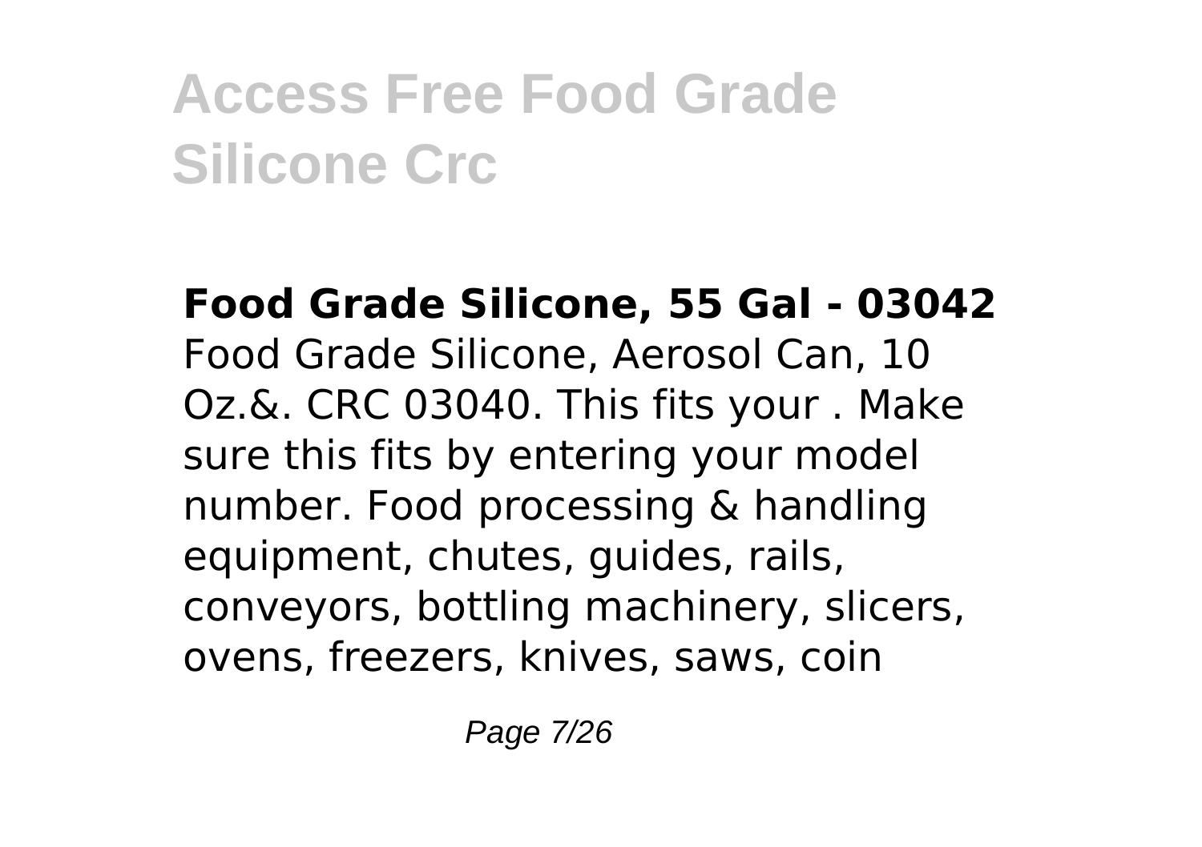**Food Grade Silicone, 55 Gal - 03042**
Food Grade Silicone, Aerosol Can, 10 Oz.&. CRC 03040. This fits your . Make sure this fits by entering your model number. Food processing & handling equipment, chutes, guides, rails, conveyors, bottling machinery, slicers, ovens, freezers, knives, saws, coin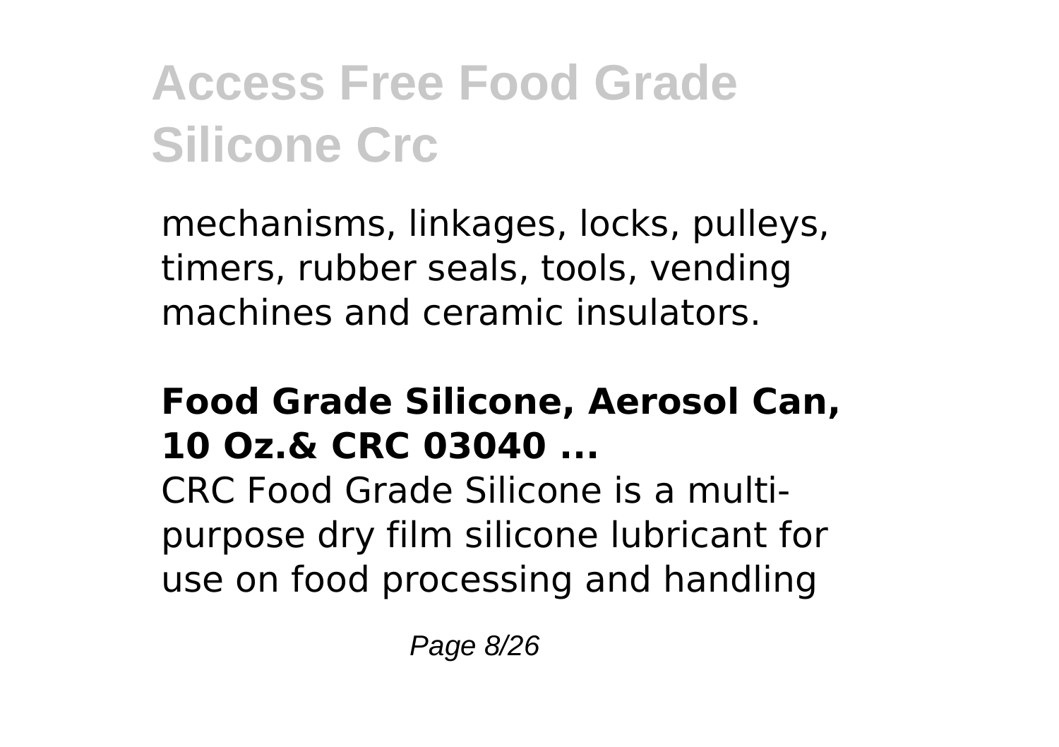mechanisms, linkages, locks, pulleys, timers, rubber seals, tools, vending machines and ceramic insulators.

### Food Grade Silicone, Aerosol Can, 10 Oz.& CRC 03040 ...

CRC Food Grade Silicone is a multi-purpose dry film silicone lubricant for use on food processing and handling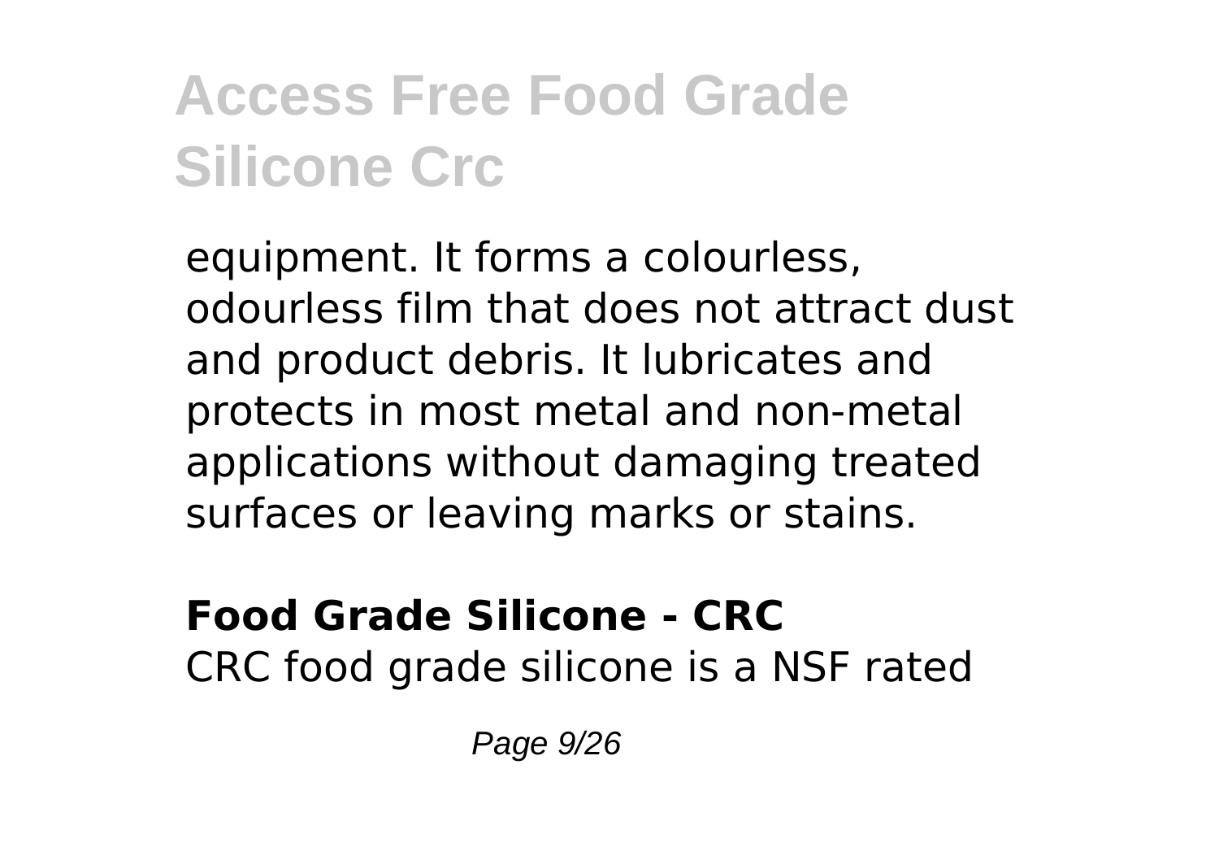equipment. It forms a colourless, odourless film that does not attract dust and product debris. It lubricates and protects in most metal and non-metal applications without damaging treated surfaces or leaving marks or stains.

**Food Grade Silicone - CRC**

CRC food grade silicone is a NSF rated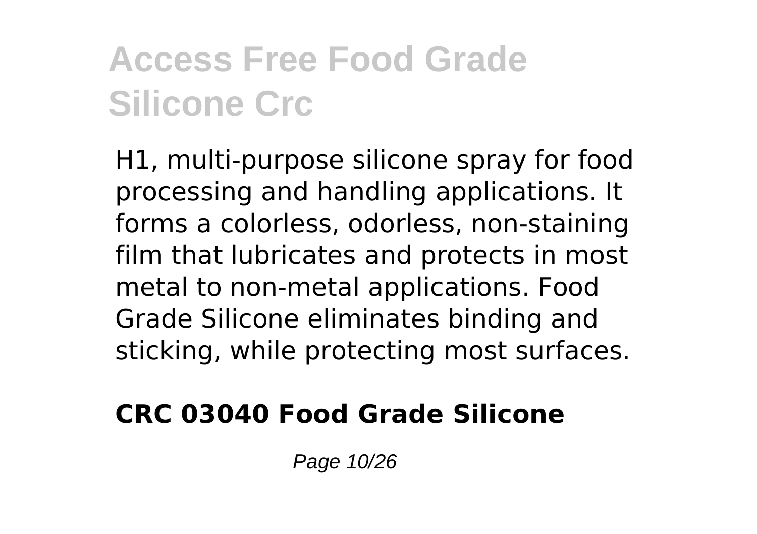H1, multi-purpose silicone spray for food processing and handling applications. It forms a colorless, odorless, non-staining film that lubricates and protects in most metal to non-metal applications. Food Grade Silicone eliminates binding and sticking, while protecting most surfaces.

**CRC 03040 Food Grade Silicone**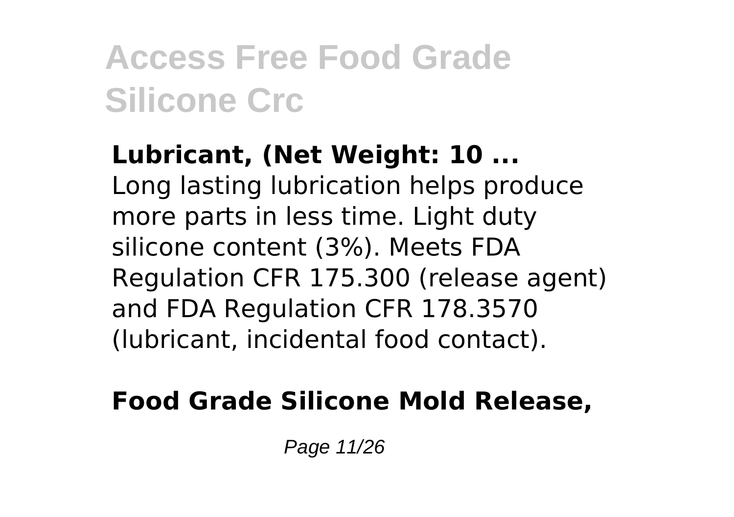**Lubricant, (Net Weight: 10 ...**

Long lasting lubrication helps produce more parts in less time. Light duty silicone content (3%). Meets FDA Regulation CFR 175.300 (release agent) and FDA Regulation CFR 178.3570 (lubricant, incidental food contact).

**Food Grade Silicone Mold Release,**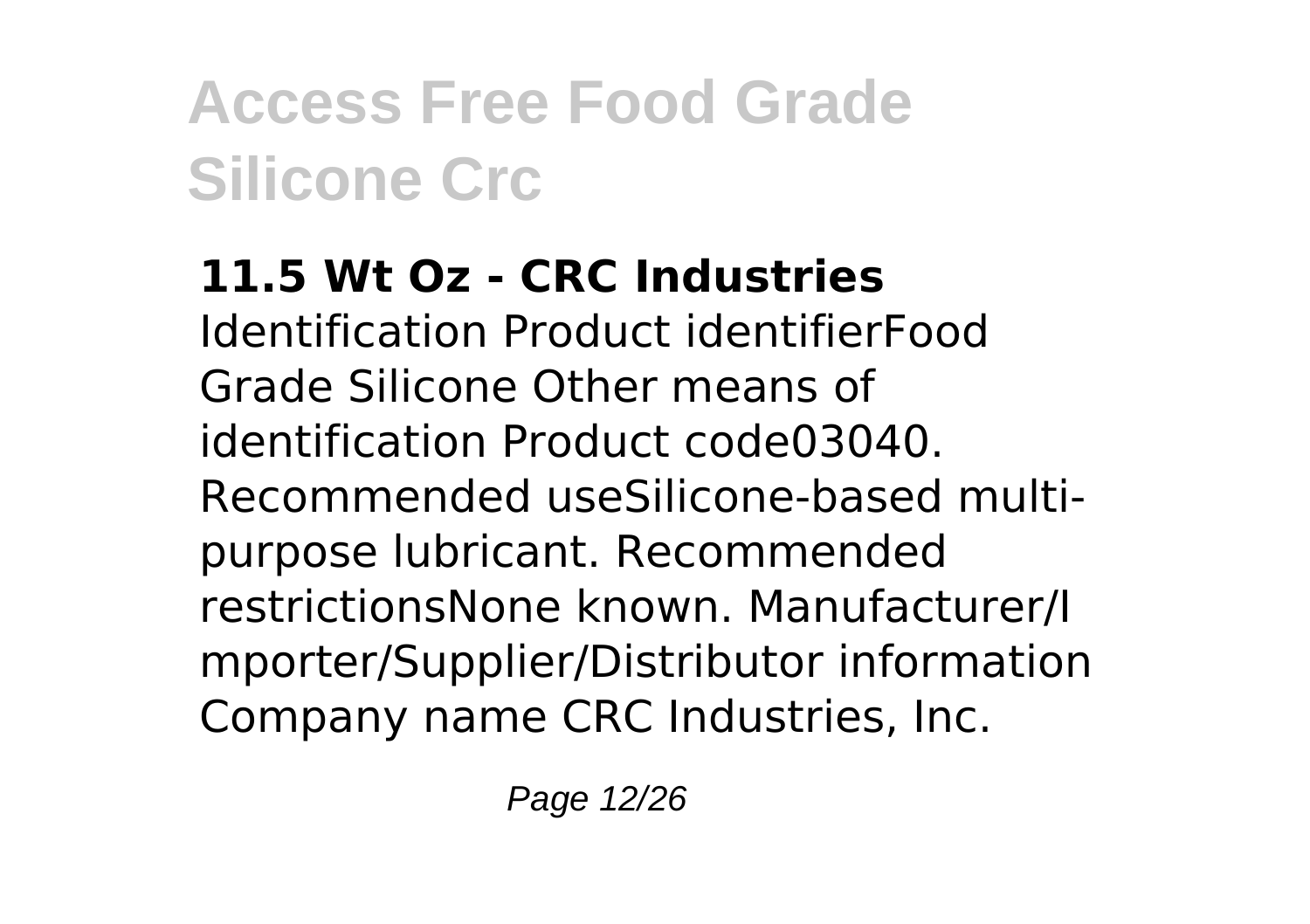**11.5 Wt Oz - CRC Industries**

Identification Product identifierFood Grade Silicone Other means of identification Product code03040. Recommended useSilicone-based multi-purpose lubricant. Recommended restrictionsNone known. Manufacturer/Importer/Supplier/Distributor information Company name CRC Industries, Inc.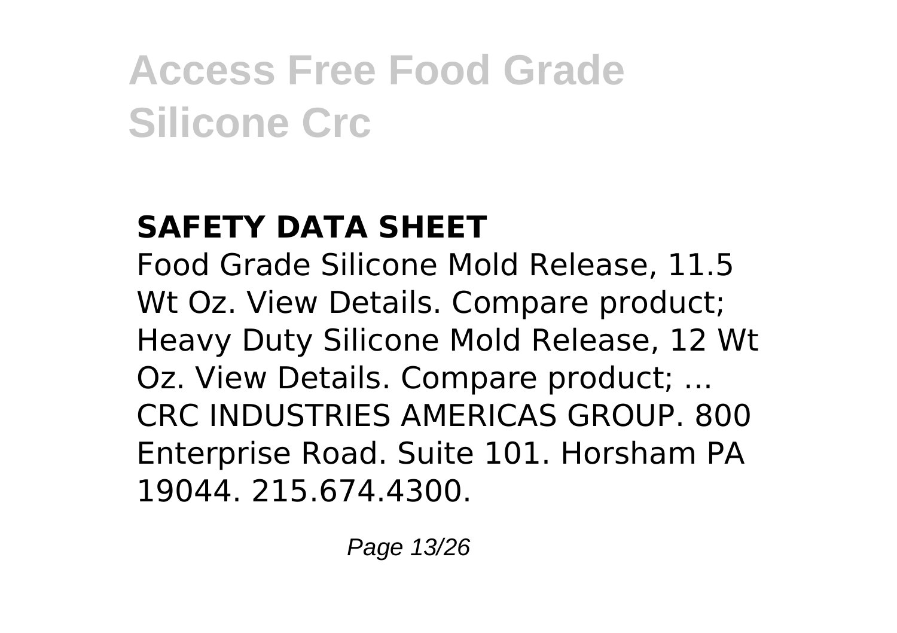## SAFETY DATA SHEET

Food Grade Silicone Mold Release, 11.5 Wt Oz. View Details. Compare product; Heavy Duty Silicone Mold Release, 12 Wt Oz. View Details. Compare product; ... CRC INDUSTRIES AMERICAS GROUP. 800 Enterprise Road. Suite 101. Horsham PA 19044. 215.674.4300.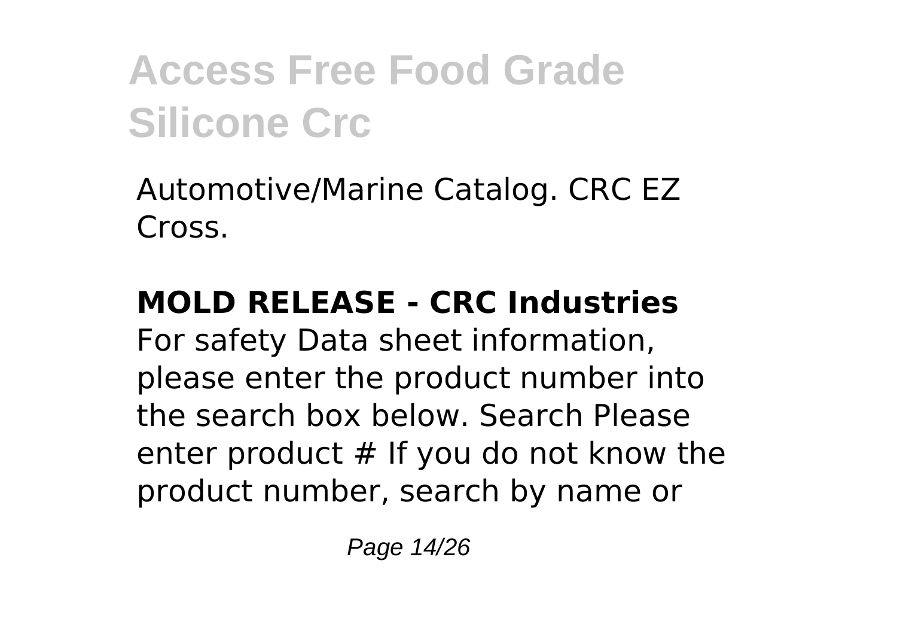Automotive/Marine Catalog. CRC EZ Cross.

**MOLD RELEASE - CRC Industries**
For safety Data sheet information, please enter the product number into the search box below. Search Please enter product # If you do not know the product number, search by name or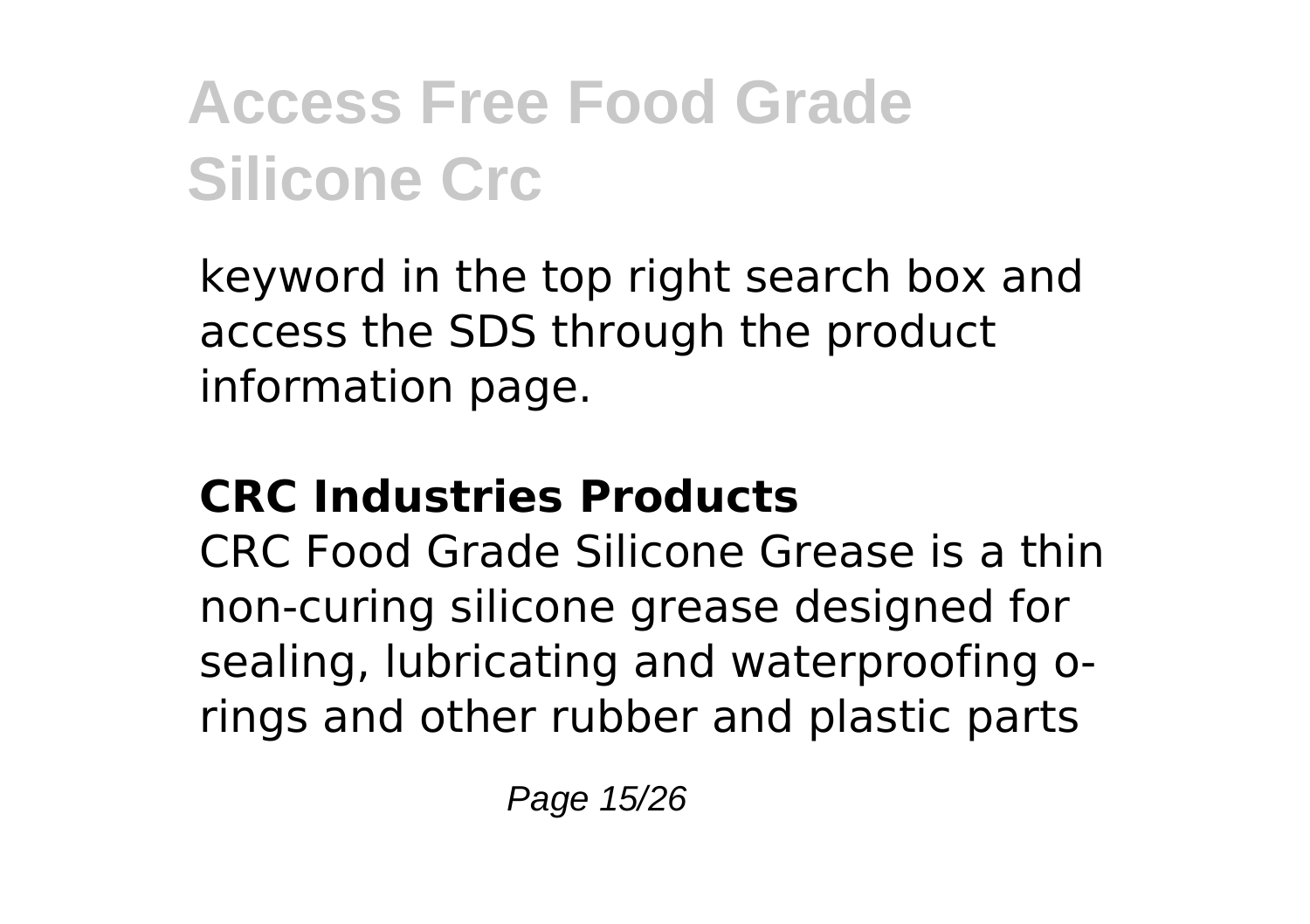keyword in the top right search box and access the SDS through the product information page.

## CRC Industries Products

CRC Food Grade Silicone Grease is a thin non-curing silicone grease designed for sealing, lubricating and waterproofing o-rings and other rubber and plastic parts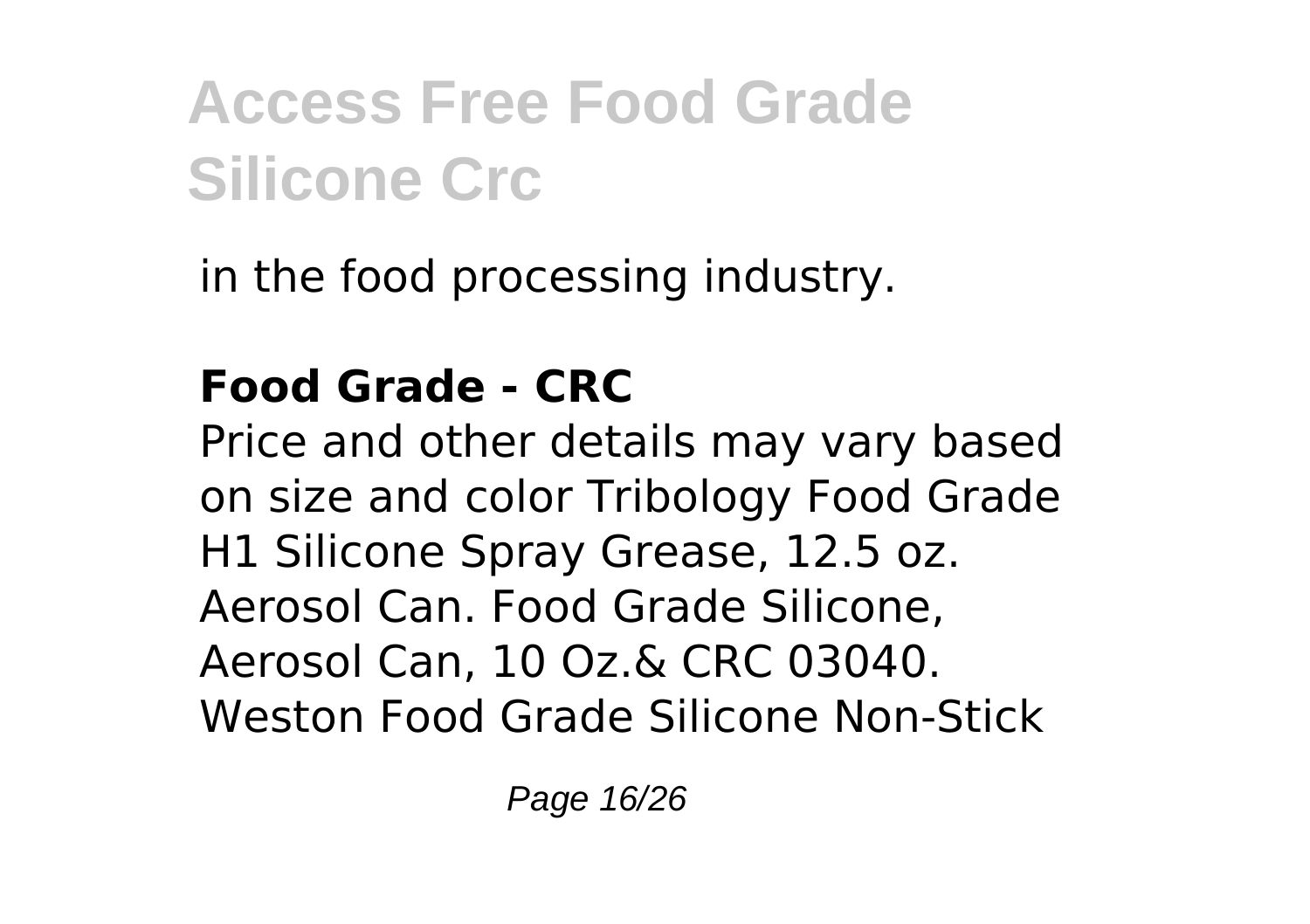in the food processing industry.

**Food Grade - CRC**

Price and other details may vary based on size and color Tribology Food Grade H1 Silicone Spray Grease, 12.5 oz. Aerosol Can. Food Grade Silicone, Aerosol Can, 10 Oz.& CRC 03040. Weston Food Grade Silicone Non-Stick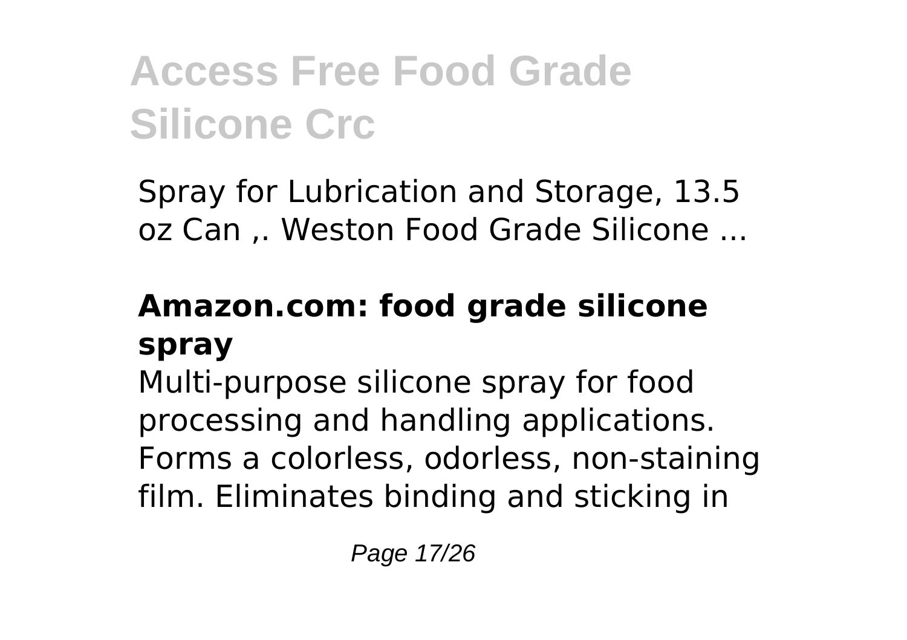Spray for Lubrication and Storage, 13.5 oz Can ,. Weston Food Grade Silicone ...

## Amazon.com: food grade silicone spray

Multi-purpose silicone spray for food processing and handling applications. Forms a colorless, odorless, non-staining film. Eliminates binding and sticking in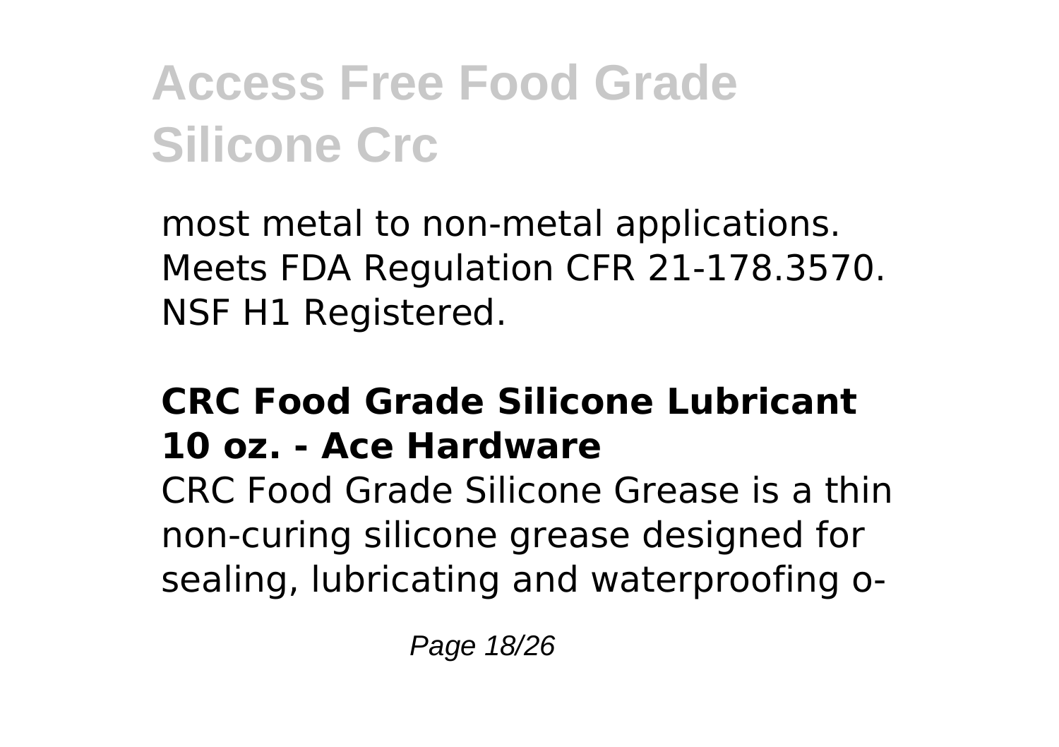most metal to non-metal applications. Meets FDA Regulation CFR 21-178.3570. NSF H1 Registered.

## CRC Food Grade Silicone Lubricant 10 oz. - Ace Hardware

CRC Food Grade Silicone Grease is a thin non-curing silicone grease designed for sealing, lubricating and waterproofing o-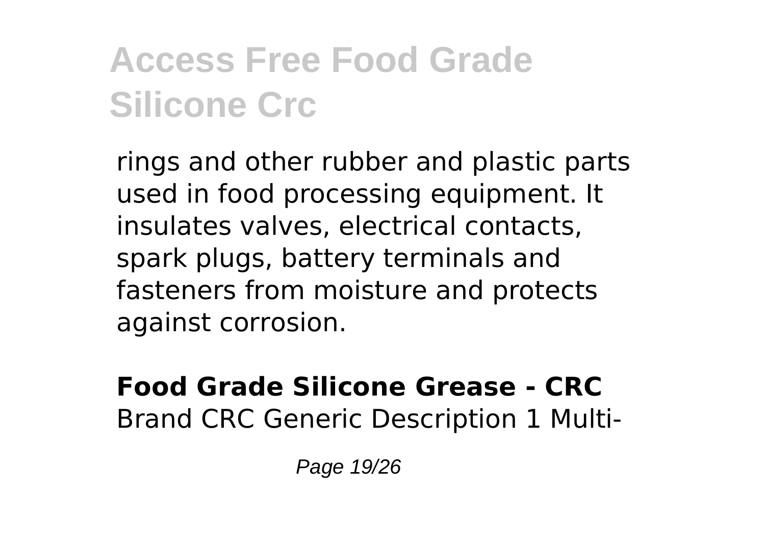rings and other rubber and plastic parts used in food processing equipment. It insulates valves, electrical contacts, spark plugs, battery terminals and fasteners from moisture and protects against corrosion.

**Food Grade Silicone Grease - CRC**
Brand CRC Generic Description 1 Multi-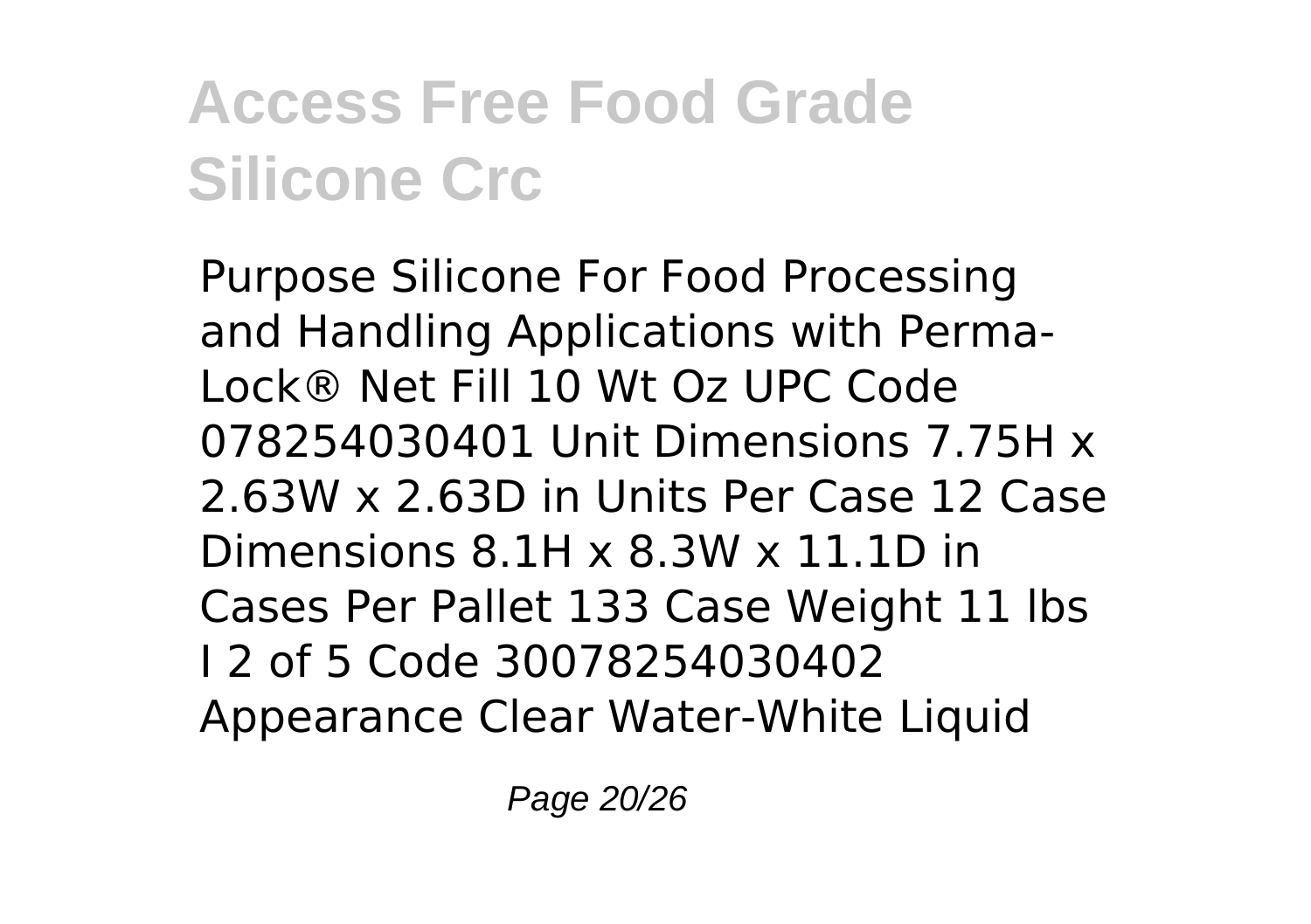# Access Free Food Grade Silicone Crc

Purpose Silicone For Food Processing and Handling Applications with Perma-Lock® Net Fill 10 Wt Oz UPC Code 078254030401 Unit Dimensions 7.75H x 2.63W x 2.63D in Units Per Case 12 Case Dimensions 8.1H x 8.3W x 11.1D in Cases Per Pallet 133 Case Weight 11 lbs I 2 of 5 Code 30078254030402 Appearance Clear Water-White Liquid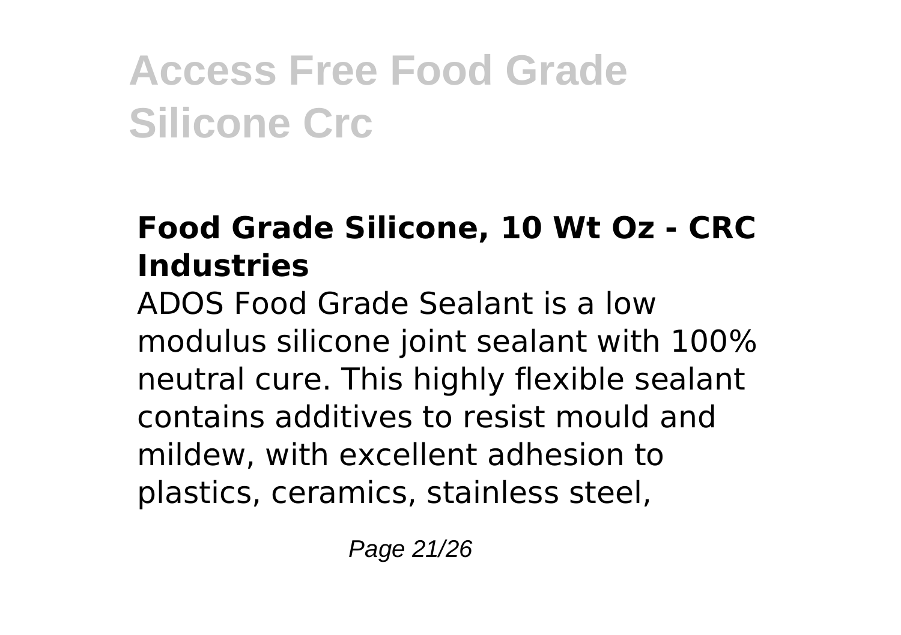### Food Grade Silicone, 10 Wt Oz - CRC Industries

ADOS Food Grade Sealant is a low modulus silicone joint sealant with 100% neutral cure. This highly flexible sealant contains additives to resist mould and mildew, with excellent adhesion to plastics, ceramics, stainless steel,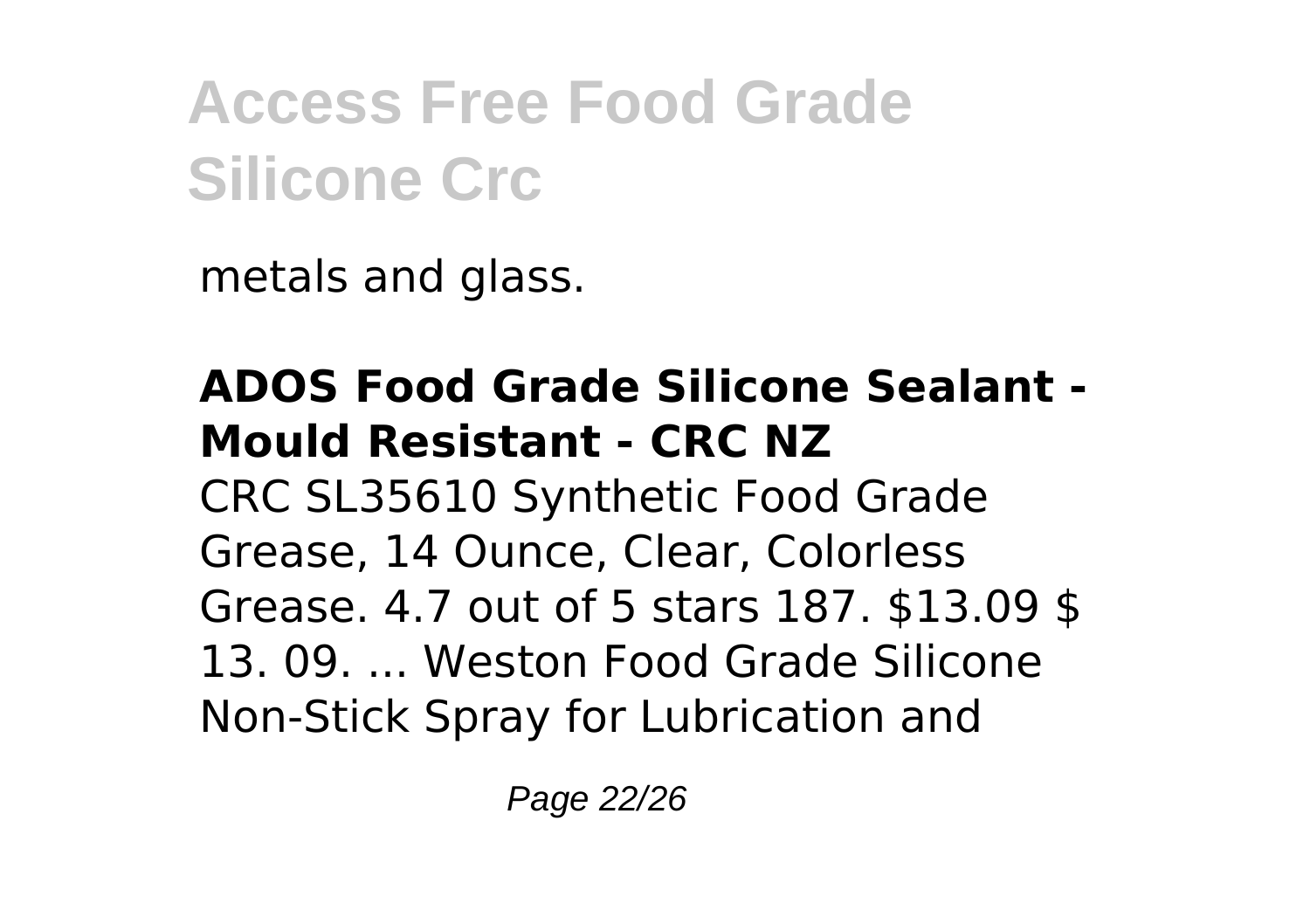metals and glass.

**ADOS Food Grade Silicone Sealant - Mould Resistant - CRC NZ**

CRC SL35610 Synthetic Food Grade Grease, 14 Ounce, Clear, Colorless Grease. 4.7 out of 5 stars 187. $13.09 $ 13. 09. ... Weston Food Grade Silicone Non-Stick Spray for Lubrication and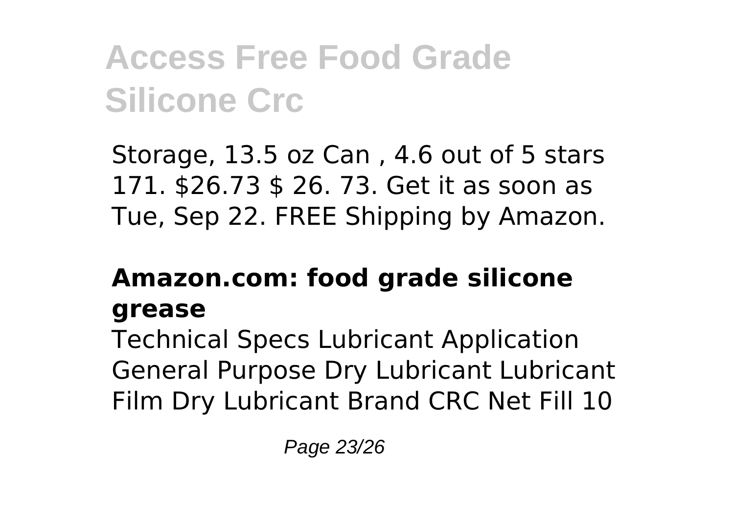Storage, 13.5 oz Can , 4.6 out of 5 stars 171. $26.73 $ 26. 73. Get it as soon as Tue, Sep 22. FREE Shipping by Amazon.

### Amazon.com: food grade silicone grease

Technical Specs Lubricant Application General Purpose Dry Lubricant Lubricant Film Dry Lubricant Brand CRC Net Fill 10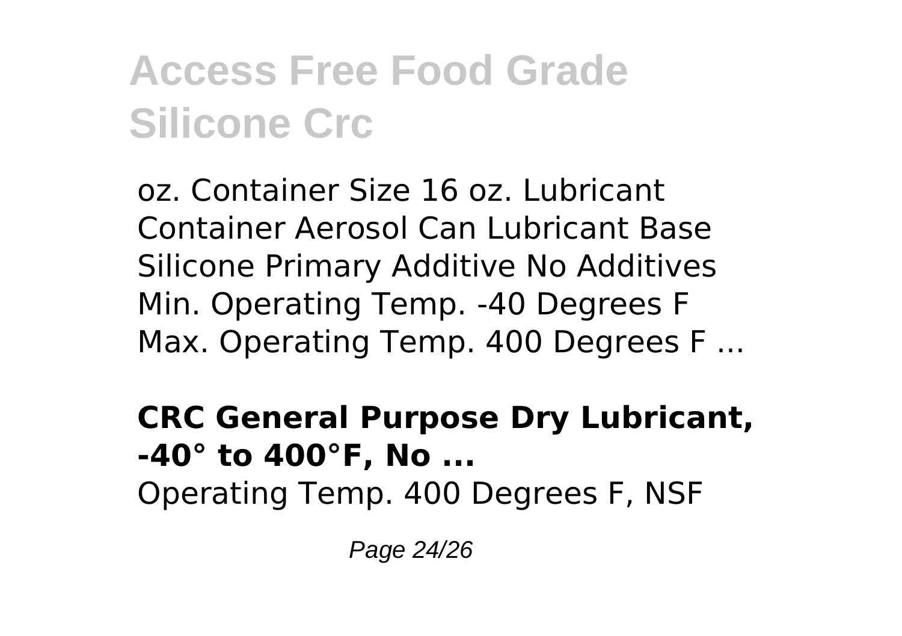oz. Container Size 16 oz. Lubricant Container Aerosol Can Lubricant Base Silicone Primary Additive No Additives Min. Operating Temp. -40 Degrees F Max. Operating Temp. 400 Degrees F ...

**CRC General Purpose Dry Lubricant, -40° to 400°F, No ...**

Operating Temp. 400 Degrees F, NSF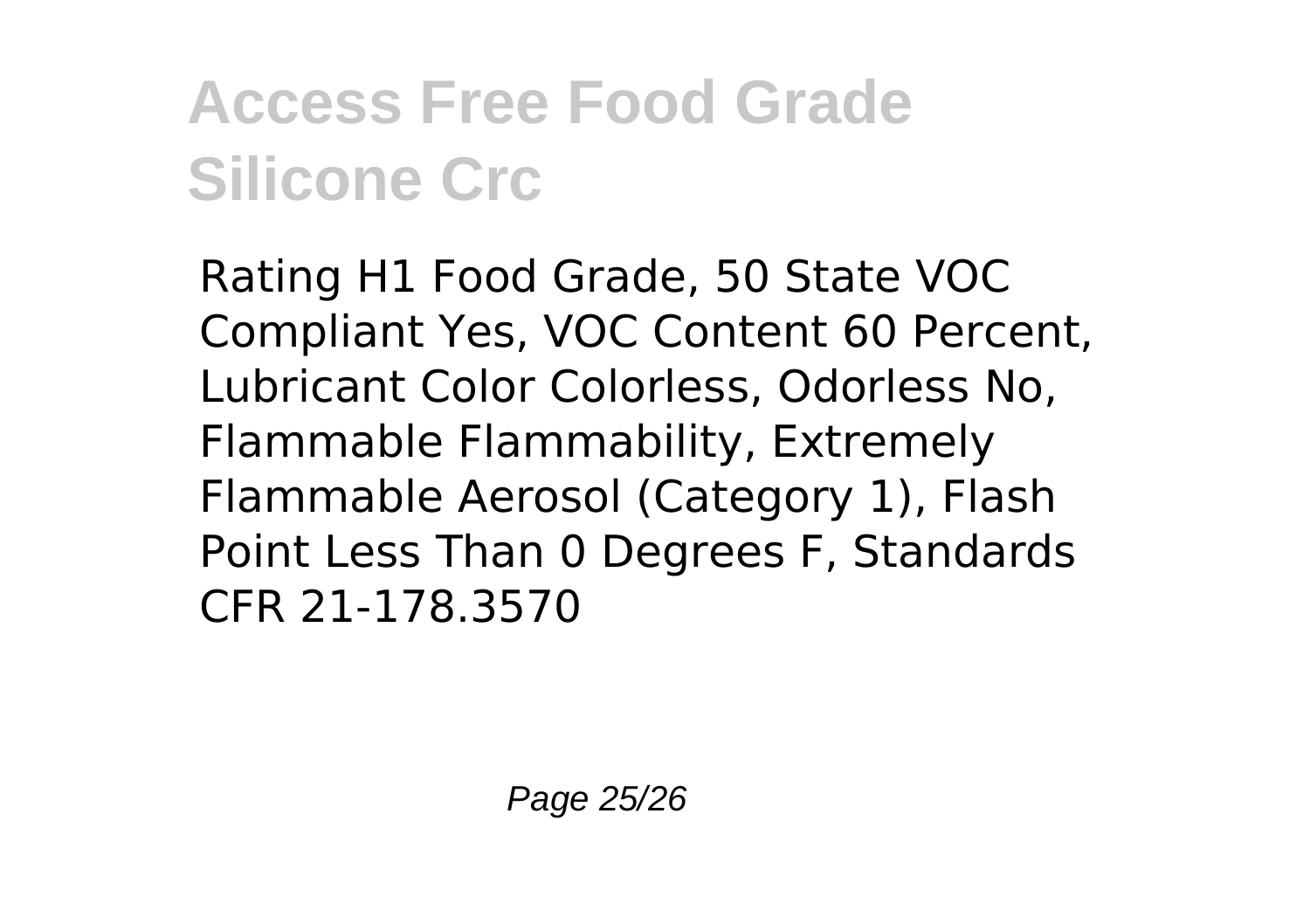Rating H1 Food Grade, 50 State VOC Compliant Yes, VOC Content 60 Percent, Lubricant Color Colorless, Odorless No, Flammable Flammability, Extremely Flammable Aerosol (Category 1), Flash Point Less Than 0 Degrees F, Standards CFR 21-178.3570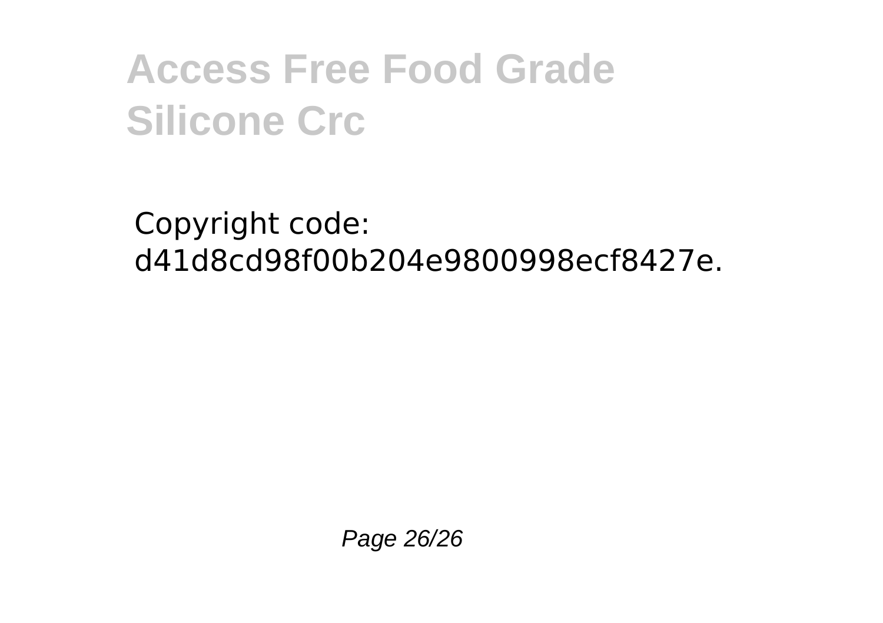Copyright code: d41d8cd98f00b204e9800998ecf8427e.